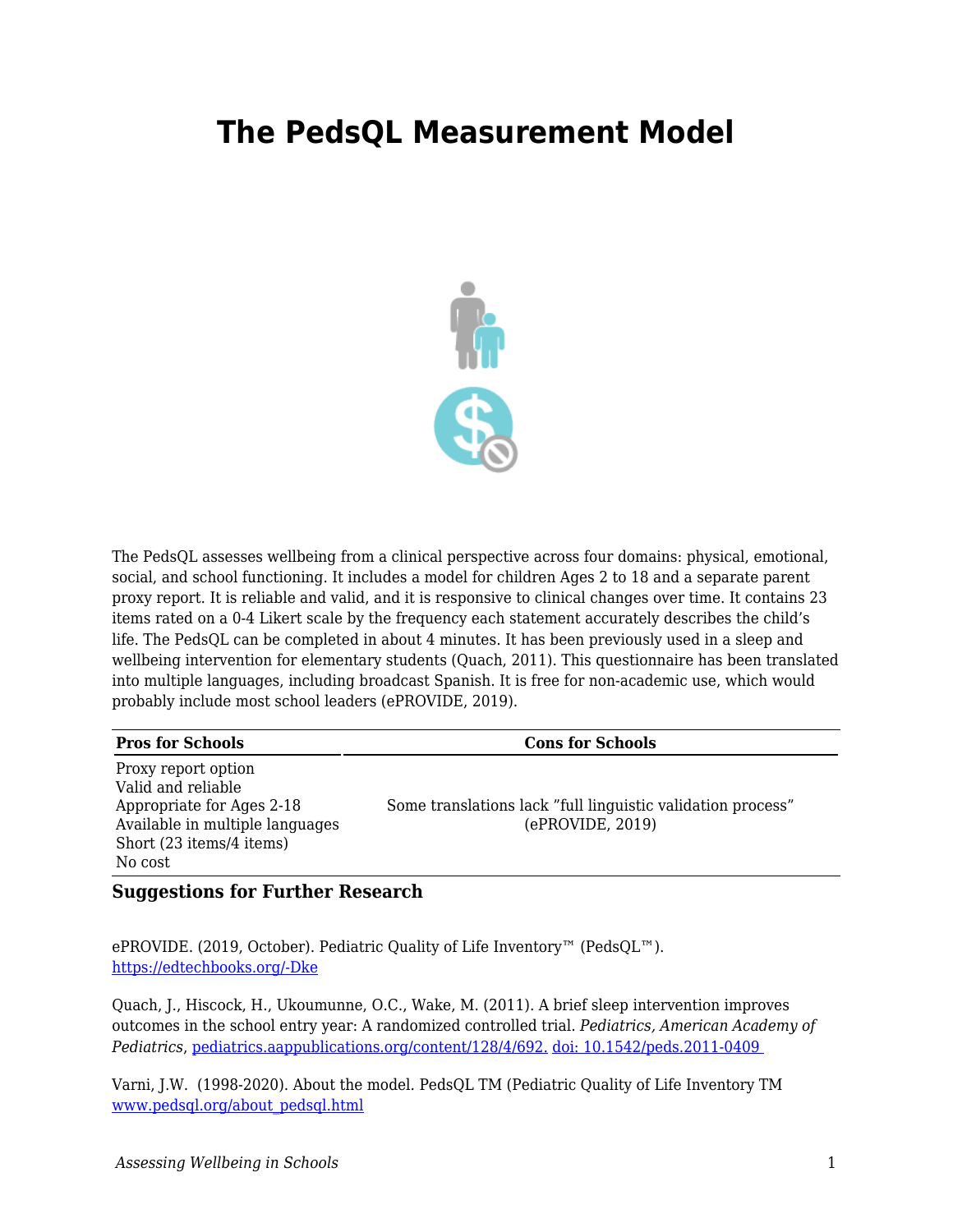# The PedsQL Measurement Model

The PedsQL assesses wellbeing from a clinical perspective across four domains: physical, emotional, social, and school functioning. It includes a model for children Ages 2 to 18 and a separate parent proxy report. It is reliable and valid, and it is responsive to clinical changes over time. It contains 23 items rated on a 0-4 Likert scale by the frequency each statement accurately describes the child's life. The PedsQL can be completed in about 4 minutes. It has been previously used in a sleep and wellbeing intervention for elementary students (Quach, 2011). This questionnaire has been translated into multiple languages, including broadcast Spanish. It is free for non-academic use, which would probably include most school leaders (ePROVIDE, 2019).

| Pros for Schools | Cons for Schools |
| --- | --- |
| Proxy report option<br>Valid and reliable<br>Appropriate for Ages 2-18<br>Available in multiple languages<br>Short (23 items/4 items)<br>No cost | Some translations lack "full linguistic validation process" (ePROVIDE, 2019) |

### Suggestions for Further Research

ePROVIDE. (2019, October). Pediatric Quality of Life Inventory™ (PedsQL™). https://edtechbooks.org/-Dke

Quach, J., Hiscock, H., Ukoumunne, O.C., Wake, M. (2011). A brief sleep intervention improves outcomes in the school entry year: A randomized controlled trial. *Pediatrics, American Academy of Pediatrics*, pediatrics.aappublications.org/content/128/4/692. doi: 10.1542/peds.2011-0409

Varni, J.W. (1998-2020). About the model. PedsQL TM (Pediatric Quality of Life Inventory TM www.pedsql.org/about_pedsql.html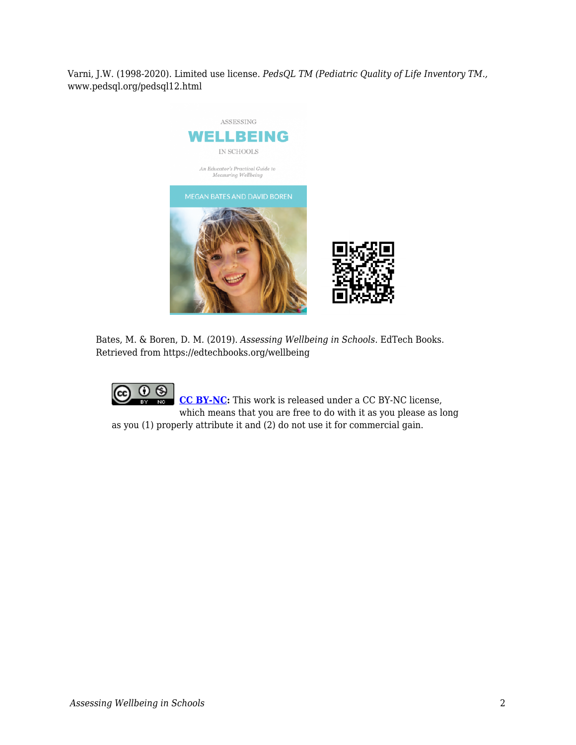Varni, J.W. (1998-2020). Limited use license. *PedsQL TM (Pediatric Quality of Life Inventory TM.,* www.pedsql.org/pedsql12.html

Bates, M. & Boren, D. M. (2019). *Assessing Wellbeing in Schools*. EdTech Books. Retrieved from https://edtechbooks.org/wellbeing

**CC BY-NC:** This work is released under a CC BY-NC license, which means that you are free to do with it as you please as long as you (1) properly attribute it and (2) do not use it for commercial gain.